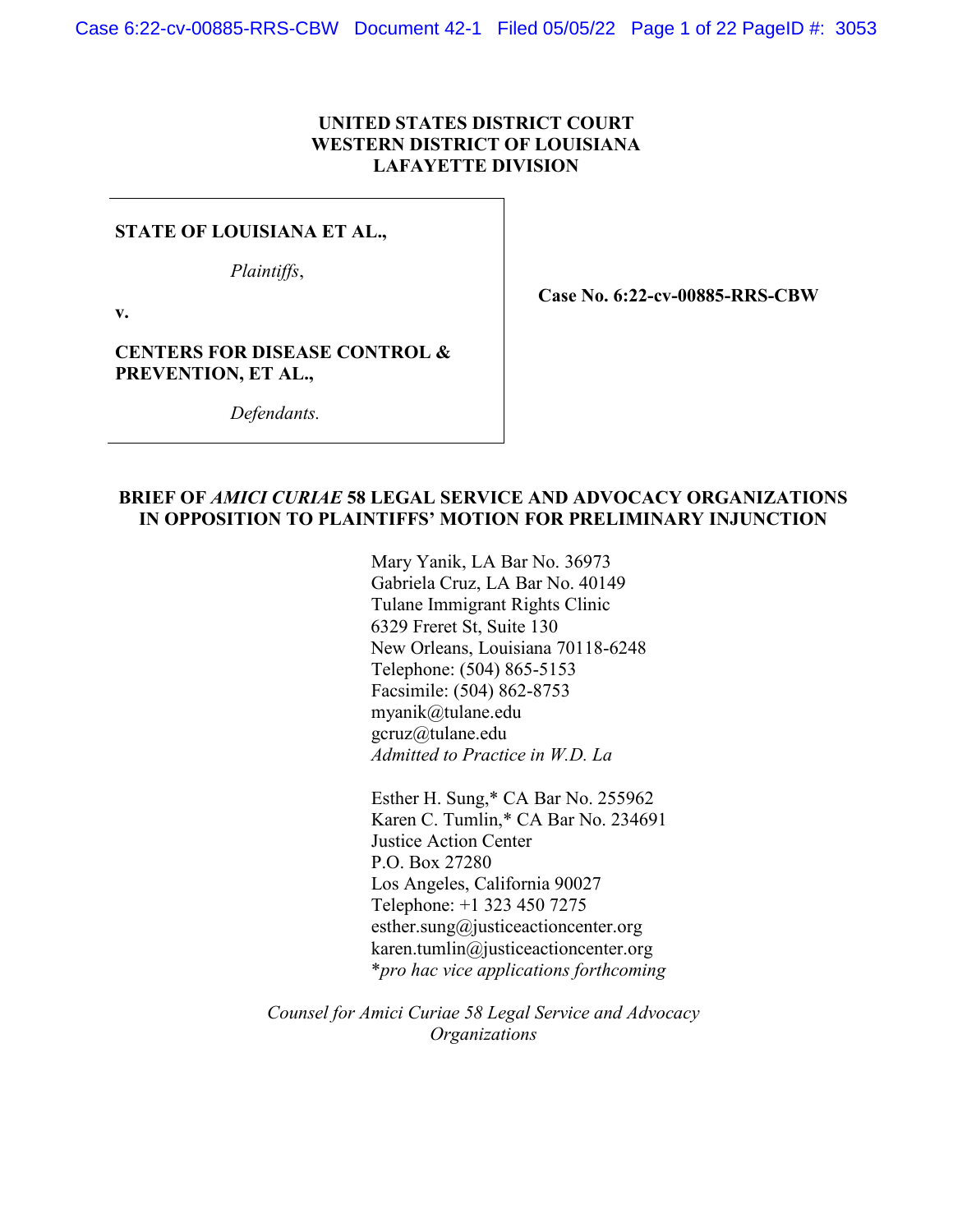**UNITED STATES DISTRICT COURT**
**WESTERN DISTRICT OF LOUISIANA**
**LAFAYETTE DIVISION**

**STATE OF LOUISIANA ET AL.,**

*Plaintiffs*,

**v.**

**CENTERS FOR DISEASE CONTROL & PREVENTION, ET AL.,**

*Defendants.*

**Case No. 6:22-cv-00885-RRS-CBW**

**BRIEF OF *AMICI CURIAE* 58 LEGAL SERVICE AND ADVOCACY ORGANIZATIONS IN OPPOSITION TO PLAINTIFFS' MOTION FOR PRELIMINARY INJUNCTION**

Mary Yanik, LA Bar No. 36973
Gabriela Cruz, LA Bar No. 40149
Tulane Immigrant Rights Clinic
6329 Freret St, Suite 130
New Orleans, Louisiana 70118-6248
Telephone: (504) 865-5153
Facsimile: (504) 862-8753
myanik@tulane.edu
gcruz@tulane.edu
*Admitted to Practice in W.D. La*

Esther H. Sung,* CA Bar No. 255962
Karen C. Tumlin,* CA Bar No. 234691
Justice Action Center
P.O. Box 27280
Los Angeles, California 90027
Telephone: +1 323 450 7275
esther.sung@justiceactioncenter.org
karen.tumlin@justiceactioncenter.org
**pro hac vice applications forthcoming*

*Counsel for Amici Curiae 58 Legal Service and Advocacy Organizations*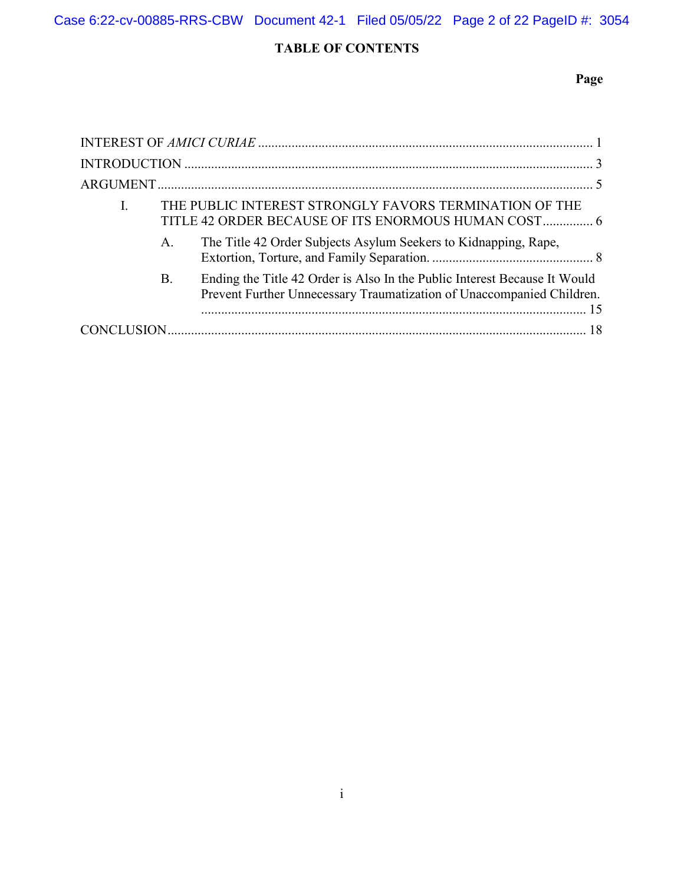**TABLE OF CONTENTS**

| | Page |
|---|---|
| INTEREST OF *AMICI CURIAE* | 1 |
| INTRODUCTION | 3 |
| ARGUMENT | 5 |
| I. THE PUBLIC INTEREST STRONGLY FAVORS TERMINATION OF THE TITLE 42 ORDER BECAUSE OF ITS ENORMOUS HUMAN COST | 6 |
| A. The Title 42 Order Subjects Asylum Seekers to Kidnapping, Rape, Extortion, Torture, and Family Separation. | 8 |
| B. Ending the Title 42 Order is Also In the Public Interest Because It Would Prevent Further Unnecessary Traumatization of Unaccompanied Children. | 15 |
| CONCLUSION | 18 |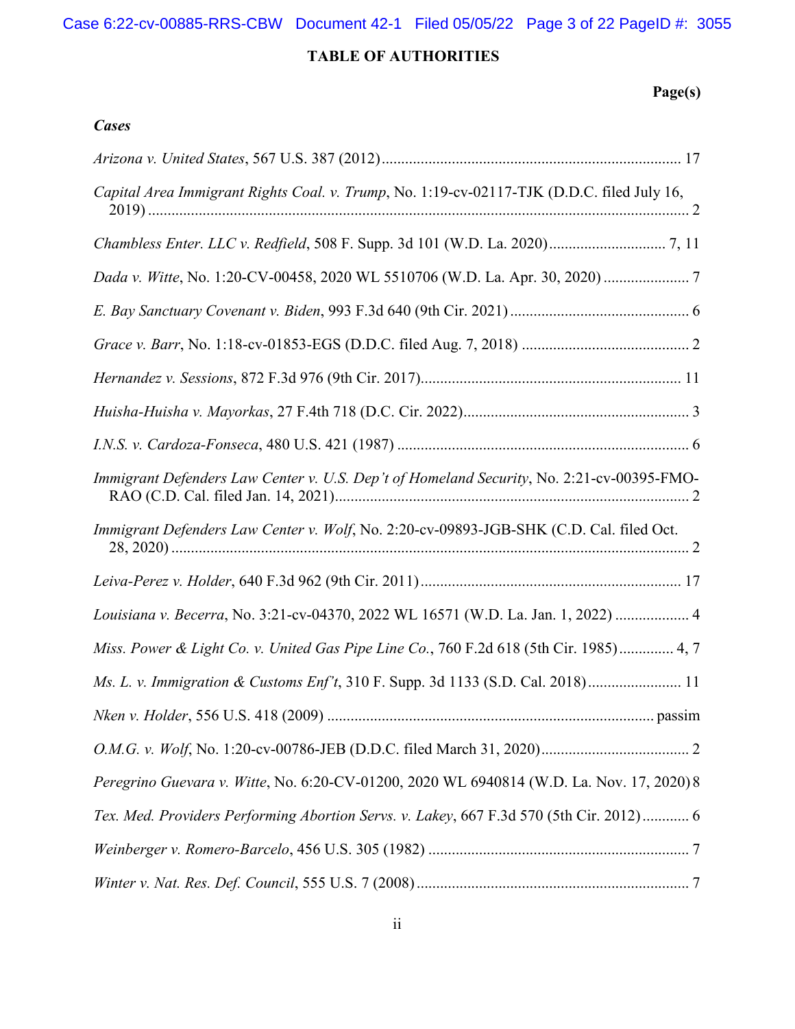## TABLE OF AUTHORITIES

**Page(s)**

***Cases***

*Arizona v. United States*, 567 U.S. 387 (2012) .......... 17

*Capital Area Immigrant Rights Coal. v. Trump*, No. 1:19-cv-02117-TJK (D.D.C. filed July 16, 2019) .......... 2

*Chambless Enter. LLC v. Redfield*, 508 F. Supp. 3d 101 (W.D. La. 2020) .......... 7, 11

*Dada v. Witte*, No. 1:20-CV-00458, 2020 WL 5510706 (W.D. La. Apr. 30, 2020) .......... 7

*E. Bay Sanctuary Covenant v. Biden*, 993 F.3d 640 (9th Cir. 2021) .......... 6

*Grace v. Barr*, No. 1:18-cv-01853-EGS (D.D.C. filed Aug. 7, 2018) .......... 2

*Hernandez v. Sessions*, 872 F.3d 976 (9th Cir. 2017) .......... 11

*Huisha-Huisha v. Mayorkas*, 27 F.4th 718 (D.C. Cir. 2022) .......... 3

*I.N.S. v. Cardoza-Fonseca*, 480 U.S. 421 (1987) .......... 6

*Immigrant Defenders Law Center v. U.S. Dep't of Homeland Security*, No. 2:21-cv-00395-FMO-RAO (C.D. Cal. filed Jan. 14, 2021) .......... 2

*Immigrant Defenders Law Center v. Wolf*, No. 2:20-cv-09893-JGB-SHK (C.D. Cal. filed Oct. 28, 2020) .......... 2

*Leiva-Perez v. Holder*, 640 F.3d 962 (9th Cir. 2011) .......... 17

*Louisiana v. Becerra*, No. 3:21-cv-04370, 2022 WL 16571 (W.D. La. Jan. 1, 2022) .......... 4

*Miss. Power & Light Co. v. United Gas Pipe Line Co.*, 760 F.2d 618 (5th Cir. 1985) .......... 4, 7

*Ms. L. v. Immigration & Customs Enf't*, 310 F. Supp. 3d 1133 (S.D. Cal. 2018) .......... 11

*Nken v. Holder*, 556 U.S. 418 (2009) .......... passim

*O.M.G. v. Wolf*, No. 1:20-cv-00786-JEB (D.D.C. filed March 31, 2020) .......... 2

*Peregrino Guevara v. Witte*, No. 6:20-CV-01200, 2020 WL 6940814 (W.D. La. Nov. 17, 2020) 8

*Tex. Med. Providers Performing Abortion Servs. v. Lakey*, 667 F.3d 570 (5th Cir. 2012) .......... 6

*Weinberger v. Romero-Barcelo*, 456 U.S. 305 (1982) .......... 7

*Winter v. Nat. Res. Def. Council*, 555 U.S. 7 (2008) .......... 7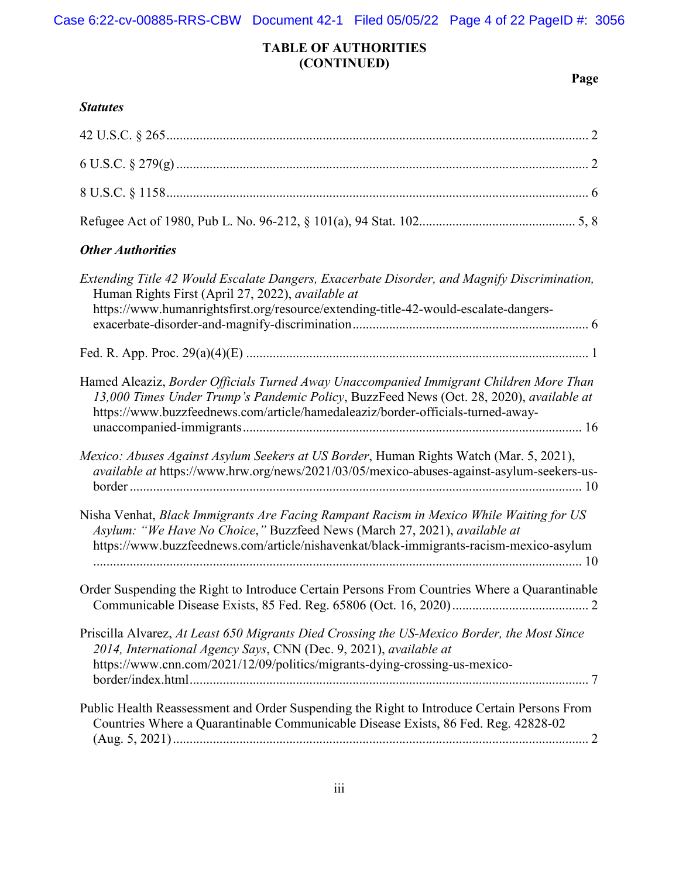**TABLE OF AUTHORITIES (CONTINUED)**

**Page**

***Statutes***

42 U.S.C. § 265 .......... 2

6 U.S.C. § 279(g) .......... 2

8 U.S.C. § 1158 .......... 6

Refugee Act of 1980, Pub L. No. 96-212, § 101(a), 94 Stat. 102 .......... 5, 8

***Other Authorities***

*Extending Title 42 Would Escalate Dangers, Exacerbate Disorder, and Magnify Discrimination*, Human Rights First (April 27, 2022), *available at* https://www.humanrightsfirst.org/resource/extending-title-42-would-escalate-dangers-exacerbate-disorder-and-magnify-discrimination .......... 6

Fed. R. App. Proc. 29(a)(4)(E) .......... 1

Hamed Aleaziz, *Border Officials Turned Away Unaccompanied Immigrant Children More Than 13,000 Times Under Trump's Pandemic Policy*, BuzzFeed News (Oct. 28, 2020), *available at* https://www.buzzfeednews.com/article/hamedaleaziz/border-officials-turned-away-unaccompanied-immigrants .......... 16

*Mexico: Abuses Against Asylum Seekers at US Border*, Human Rights Watch (Mar. 5, 2021), *available at* https://www.hrw.org/news/2021/03/05/mexico-abuses-against-asylum-seekers-us-border .......... 10

Nisha Venhat, *Black Immigrants Are Facing Rampant Racism in Mexico While Waiting for US Asylum: "We Have No Choice*,*"* Buzzfeed News (March 27, 2021), *available at* https://www.buzzfeednews.com/article/nishavenkat/black-immigrants-racism-mexico-asylum .......... 10

Order Suspending the Right to Introduce Certain Persons From Countries Where a Quarantinable Communicable Disease Exists, 85 Fed. Reg. 65806 (Oct. 16, 2020) .......... 2

Priscilla Alvarez, *At Least 650 Migrants Died Crossing the US-Mexico Border, the Most Since 2014, International Agency Says*, CNN (Dec. 9, 2021), *available at* https://www.cnn.com/2021/12/09/politics/migrants-dying-crossing-us-mexico-border/index.html .......... 7

Public Health Reassessment and Order Suspending the Right to Introduce Certain Persons From Countries Where a Quarantinable Communicable Disease Exists, 86 Fed. Reg. 42828-02 (Aug. 5, 2021) .......... 2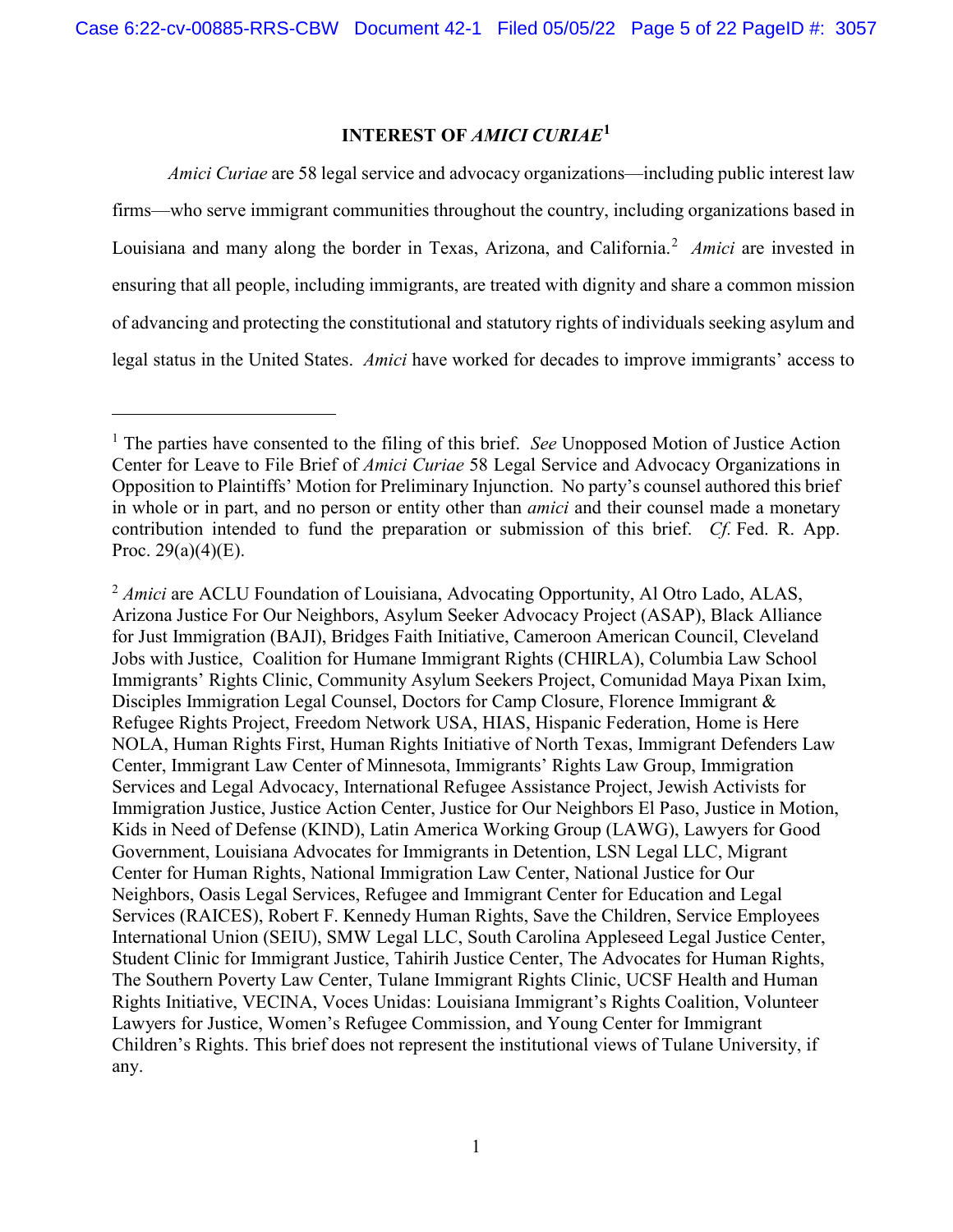## INTEREST OF *AMICI CURIAE*[1]

*Amici Curiae* are 58 legal service and advocacy organizations—including public interest law firms—who serve immigrant communities throughout the country, including organizations based in Louisiana and many along the border in Texas, Arizona, and California.[2] *Amici* are invested in ensuring that all people, including immigrants, are treated with dignity and share a common mission of advancing and protecting the constitutional and statutory rights of individuals seeking asylum and legal status in the United States. *Amici* have worked for decades to improve immigrants' access to

---

[1] The parties have consented to the filing of this brief. *See* Unopposed Motion of Justice Action Center for Leave to File Brief of *Amici Curiae* 58 Legal Service and Advocacy Organizations in Opposition to Plaintiffs' Motion for Preliminary Injunction. No party's counsel authored this brief in whole or in part, and no person or entity other than *amici* and their counsel made a monetary contribution intended to fund the preparation or submission of this brief. *Cf.* Fed. R. App. Proc. 29(a)(4)(E).

[2] *Amici* are ACLU Foundation of Louisiana, Advocating Opportunity, Al Otro Lado, ALAS, Arizona Justice For Our Neighbors, Asylum Seeker Advocacy Project (ASAP), Black Alliance for Just Immigration (BAJI), Bridges Faith Initiative, Cameroon American Council, Cleveland Jobs with Justice, Coalition for Humane Immigrant Rights (CHIRLA), Columbia Law School Immigrants' Rights Clinic, Community Asylum Seekers Project, Comunidad Maya Pixan Ixim, Disciples Immigration Legal Counsel, Doctors for Camp Closure, Florence Immigrant & Refugee Rights Project, Freedom Network USA, HIAS, Hispanic Federation, Home is Here NOLA, Human Rights First, Human Rights Initiative of North Texas, Immigrant Defenders Law Center, Immigrant Law Center of Minnesota, Immigrants' Rights Law Group, Immigration Services and Legal Advocacy, International Refugee Assistance Project, Jewish Activists for Immigration Justice, Justice Action Center, Justice for Our Neighbors El Paso, Justice in Motion, Kids in Need of Defense (KIND), Latin America Working Group (LAWG), Lawyers for Good Government, Louisiana Advocates for Immigrants in Detention, LSN Legal LLC, Migrant Center for Human Rights, National Immigration Law Center, National Justice for Our Neighbors, Oasis Legal Services, Refugee and Immigrant Center for Education and Legal Services (RAICES), Robert F. Kennedy Human Rights, Save the Children, Service Employees International Union (SEIU), SMW Legal LLC, South Carolina Appleseed Legal Justice Center, Student Clinic for Immigrant Justice, Tahirih Justice Center, The Advocates for Human Rights, The Southern Poverty Law Center, Tulane Immigrant Rights Clinic, UCSF Health and Human Rights Initiative, VECINA, Voces Unidas: Louisiana Immigrant's Rights Coalition, Volunteer Lawyers for Justice, Women's Refugee Commission, and Young Center for Immigrant Children's Rights. This brief does not represent the institutional views of Tulane University, if any.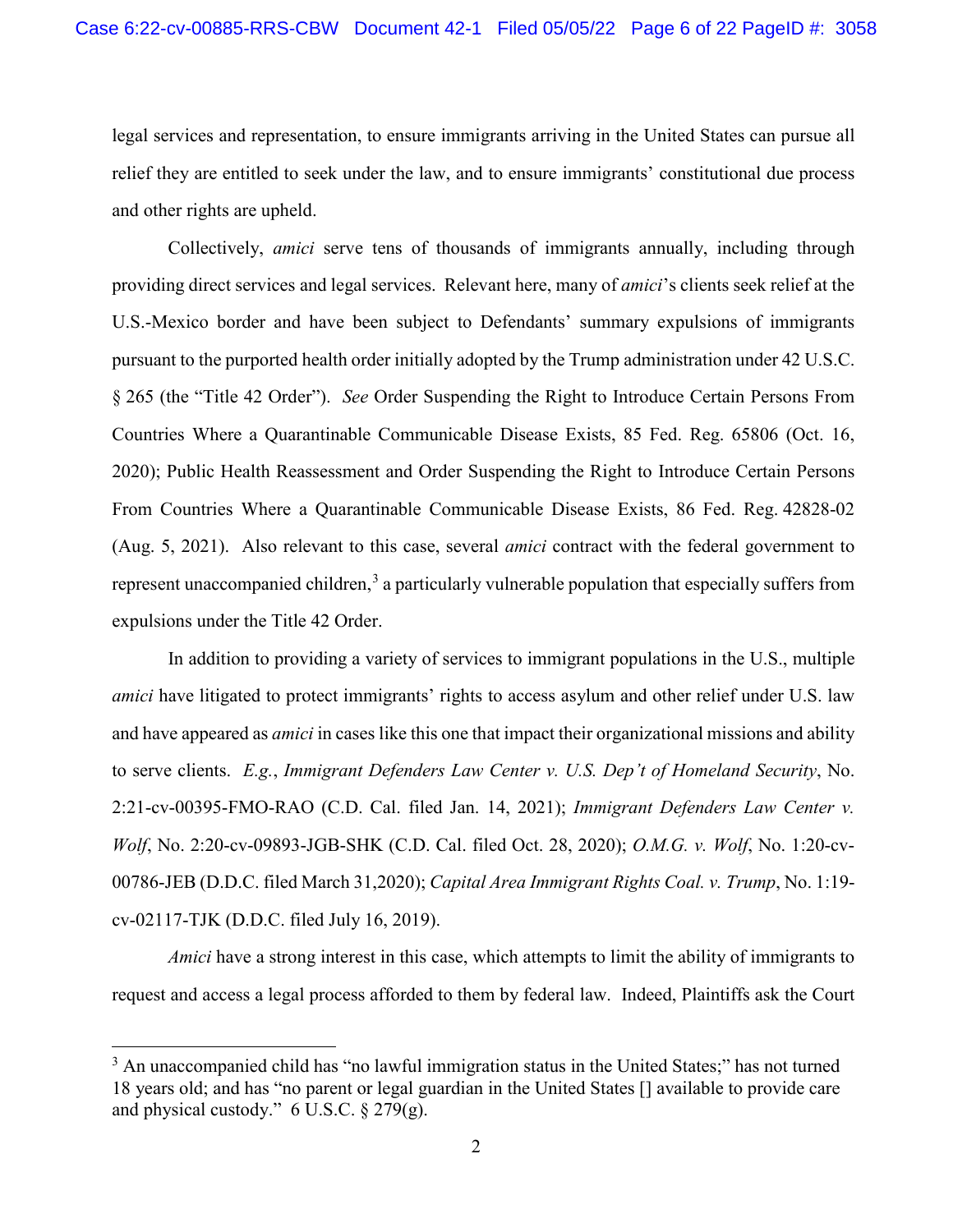legal services and representation, to ensure immigrants arriving in the United States can pursue all relief they are entitled to seek under the law, and to ensure immigrants' constitutional due process and other rights are upheld.

Collectively, *amici* serve tens of thousands of immigrants annually, including through providing direct services and legal services. Relevant here, many of *amici*'s clients seek relief at the U.S.-Mexico border and have been subject to Defendants' summary expulsions of immigrants pursuant to the purported health order initially adopted by the Trump administration under 42 U.S.C. § 265 (the "Title 42 Order"). *See* Order Suspending the Right to Introduce Certain Persons From Countries Where a Quarantinable Communicable Disease Exists, 85 Fed. Reg. 65806 (Oct. 16, 2020); Public Health Reassessment and Order Suspending the Right to Introduce Certain Persons From Countries Where a Quarantinable Communicable Disease Exists, 86 Fed. Reg. 42828-02 (Aug. 5, 2021). Also relevant to this case, several *amici* contract with the federal government to represent unaccompanied children,[3] a particularly vulnerable population that especially suffers from expulsions under the Title 42 Order.

In addition to providing a variety of services to immigrant populations in the U.S., multiple *amici* have litigated to protect immigrants' rights to access asylum and other relief under U.S. law and have appeared as *amici* in cases like this one that impact their organizational missions and ability to serve clients. *E.g.*, *Immigrant Defenders Law Center v. U.S. Dep't of Homeland Security*, No. 2:21-cv-00395-FMO-RAO (C.D. Cal. filed Jan. 14, 2021); *Immigrant Defenders Law Center v. Wolf*, No. 2:20-cv-09893-JGB-SHK (C.D. Cal. filed Oct. 28, 2020); *O.M.G. v. Wolf*, No. 1:20-cv-00786-JEB (D.D.C. filed March 31,2020); *Capital Area Immigrant Rights Coal. v. Trump*, No. 1:19-cv-02117-TJK (D.D.C. filed July 16, 2019).

*Amici* have a strong interest in this case, which attempts to limit the ability of immigrants to request and access a legal process afforded to them by federal law. Indeed, Plaintiffs ask the Court

[3] An unaccompanied child has "no lawful immigration status in the United States;" has not turned 18 years old; and has "no parent or legal guardian in the United States [] available to provide care and physical custody." 6 U.S.C. § 279(g).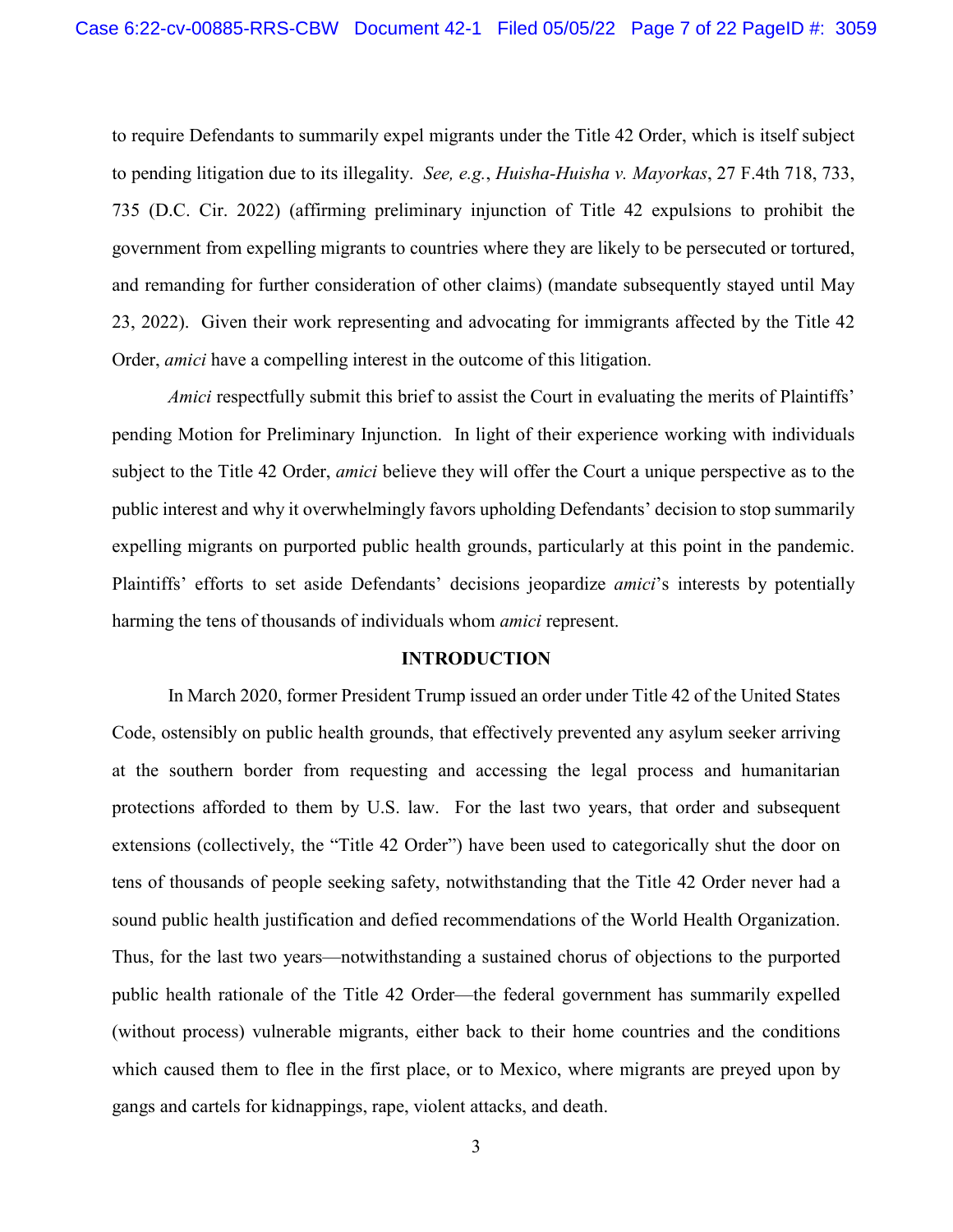to require Defendants to summarily expel migrants under the Title 42 Order, which is itself subject to pending litigation due to its illegality. *See, e.g.*, *Huisha-Huisha v. Mayorkas*, 27 F.4th 718, 733, 735 (D.C. Cir. 2022) (affirming preliminary injunction of Title 42 expulsions to prohibit the government from expelling migrants to countries where they are likely to be persecuted or tortured, and remanding for further consideration of other claims) (mandate subsequently stayed until May 23, 2022). Given their work representing and advocating for immigrants affected by the Title 42 Order, *amici* have a compelling interest in the outcome of this litigation.

*Amici* respectfully submit this brief to assist the Court in evaluating the merits of Plaintiffs' pending Motion for Preliminary Injunction. In light of their experience working with individuals subject to the Title 42 Order, *amici* believe they will offer the Court a unique perspective as to the public interest and why it overwhelmingly favors upholding Defendants' decision to stop summarily expelling migrants on purported public health grounds, particularly at this point in the pandemic. Plaintiffs' efforts to set aside Defendants' decisions jeopardize *amici*'s interests by potentially harming the tens of thousands of individuals whom *amici* represent.

## INTRODUCTION

In March 2020, former President Trump issued an order under Title 42 of the United States Code, ostensibly on public health grounds, that effectively prevented any asylum seeker arriving at the southern border from requesting and accessing the legal process and humanitarian protections afforded to them by U.S. law. For the last two years, that order and subsequent extensions (collectively, the "Title 42 Order") have been used to categorically shut the door on tens of thousands of people seeking safety, notwithstanding that the Title 42 Order never had a sound public health justification and defied recommendations of the World Health Organization. Thus, for the last two years—notwithstanding a sustained chorus of objections to the purported public health rationale of the Title 42 Order—the federal government has summarily expelled (without process) vulnerable migrants, either back to their home countries and the conditions which caused them to flee in the first place, or to Mexico, where migrants are preyed upon by gangs and cartels for kidnappings, rape, violent attacks, and death.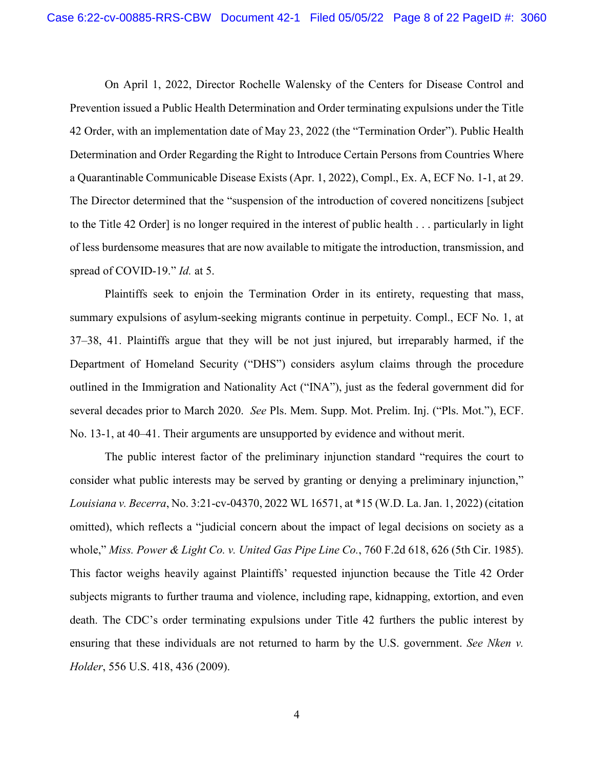On April 1, 2022, Director Rochelle Walensky of the Centers for Disease Control and Prevention issued a Public Health Determination and Order terminating expulsions under the Title 42 Order, with an implementation date of May 23, 2022 (the "Termination Order"). Public Health Determination and Order Regarding the Right to Introduce Certain Persons from Countries Where a Quarantinable Communicable Disease Exists (Apr. 1, 2022), Compl., Ex. A, ECF No. 1-1, at 29. The Director determined that the "suspension of the introduction of covered noncitizens [subject to the Title 42 Order] is no longer required in the interest of public health . . . particularly in light of less burdensome measures that are now available to mitigate the introduction, transmission, and spread of COVID-19." *Id.* at 5.

Plaintiffs seek to enjoin the Termination Order in its entirety, requesting that mass, summary expulsions of asylum-seeking migrants continue in perpetuity. Compl., ECF No. 1, at 37–38, 41. Plaintiffs argue that they will be not just injured, but irreparably harmed, if the Department of Homeland Security ("DHS") considers asylum claims through the procedure outlined in the Immigration and Nationality Act ("INA"), just as the federal government did for several decades prior to March 2020. *See* Pls. Mem. Supp. Mot. Prelim. Inj. ("Pls. Mot."), ECF. No. 13-1, at 40–41. Their arguments are unsupported by evidence and without merit.

The public interest factor of the preliminary injunction standard "requires the court to consider what public interests may be served by granting or denying a preliminary injunction," *Louisiana v. Becerra*, No. 3:21-cv-04370, 2022 WL 16571, at *15 (W.D. La. Jan. 1, 2022) (citation omitted), which reflects a "judicial concern about the impact of legal decisions on society as a whole," *Miss. Power & Light Co. v. United Gas Pipe Line Co.*, 760 F.2d 618, 626 (5th Cir. 1985). This factor weighs heavily against Plaintiffs' requested injunction because the Title 42 Order subjects migrants to further trauma and violence, including rape, kidnapping, extortion, and even death. The CDC's order terminating expulsions under Title 42 furthers the public interest by ensuring that these individuals are not returned to harm by the U.S. government. *See Nken v. Holder*, 556 U.S. 418, 436 (2009).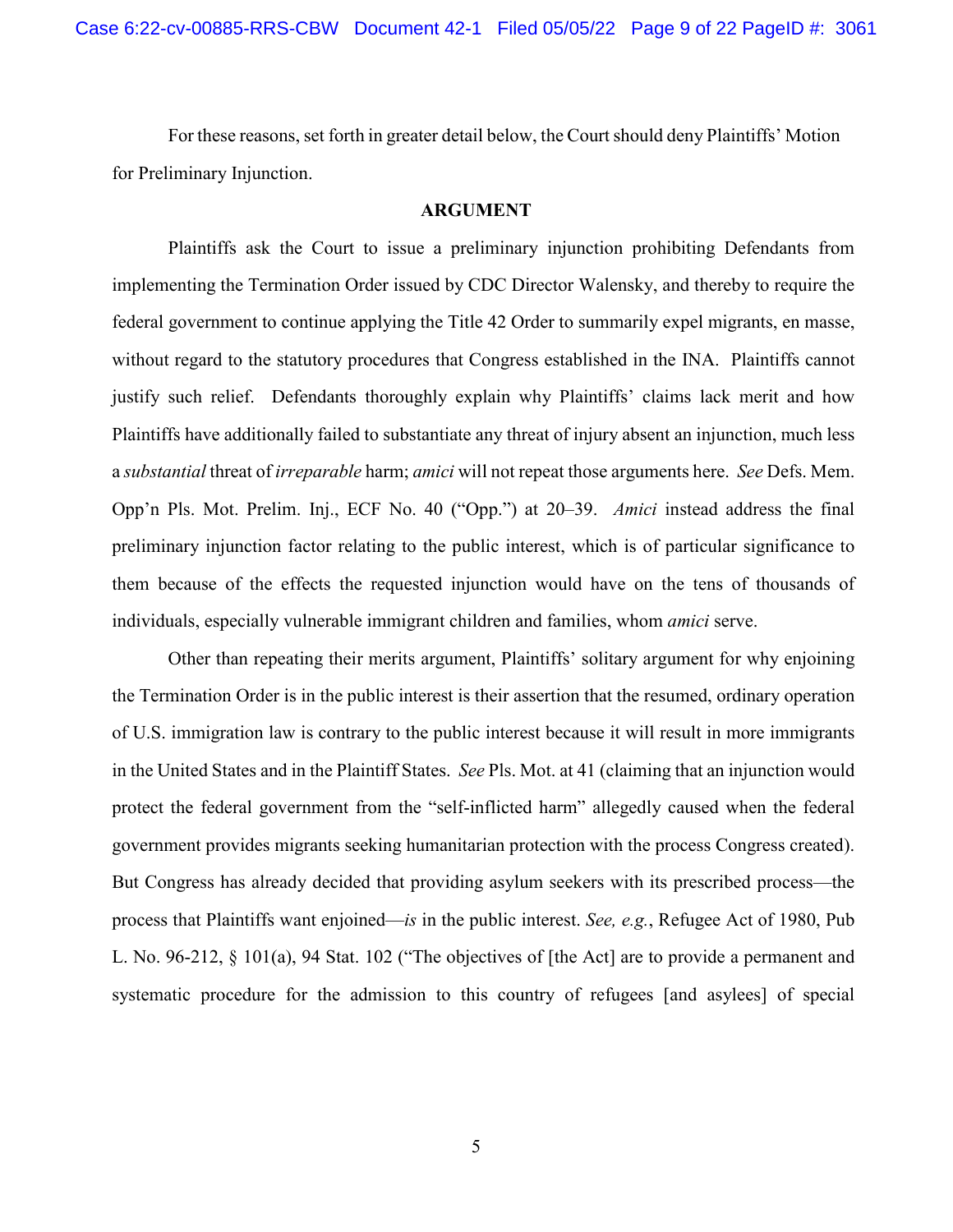For these reasons, set forth in greater detail below, the Court should deny Plaintiffs' Motion for Preliminary Injunction.

## ARGUMENT

Plaintiffs ask the Court to issue a preliminary injunction prohibiting Defendants from implementing the Termination Order issued by CDC Director Walensky, and thereby to require the federal government to continue applying the Title 42 Order to summarily expel migrants, en masse, without regard to the statutory procedures that Congress established in the INA. Plaintiffs cannot justify such relief. Defendants thoroughly explain why Plaintiffs' claims lack merit and how Plaintiffs have additionally failed to substantiate any threat of injury absent an injunction, much less a *substantial* threat of *irreparable* harm; *amici* will not repeat those arguments here. *See* Defs. Mem. Opp'n Pls. Mot. Prelim. Inj., ECF No. 40 ("Opp.") at 20–39. *Amici* instead address the final preliminary injunction factor relating to the public interest, which is of particular significance to them because of the effects the requested injunction would have on the tens of thousands of individuals, especially vulnerable immigrant children and families, whom *amici* serve.

Other than repeating their merits argument, Plaintiffs' solitary argument for why enjoining the Termination Order is in the public interest is their assertion that the resumed, ordinary operation of U.S. immigration law is contrary to the public interest because it will result in more immigrants in the United States and in the Plaintiff States. *See* Pls. Mot. at 41 (claiming that an injunction would protect the federal government from the "self-inflicted harm" allegedly caused when the federal government provides migrants seeking humanitarian protection with the process Congress created). But Congress has already decided that providing asylum seekers with its prescribed process—the process that Plaintiffs want enjoined—*is* in the public interest. *See, e.g.*, Refugee Act of 1980, Pub L. No. 96-212, § 101(a), 94 Stat. 102 ("The objectives of [the Act] are to provide a permanent and systematic procedure for the admission to this country of refugees [and asylees] of special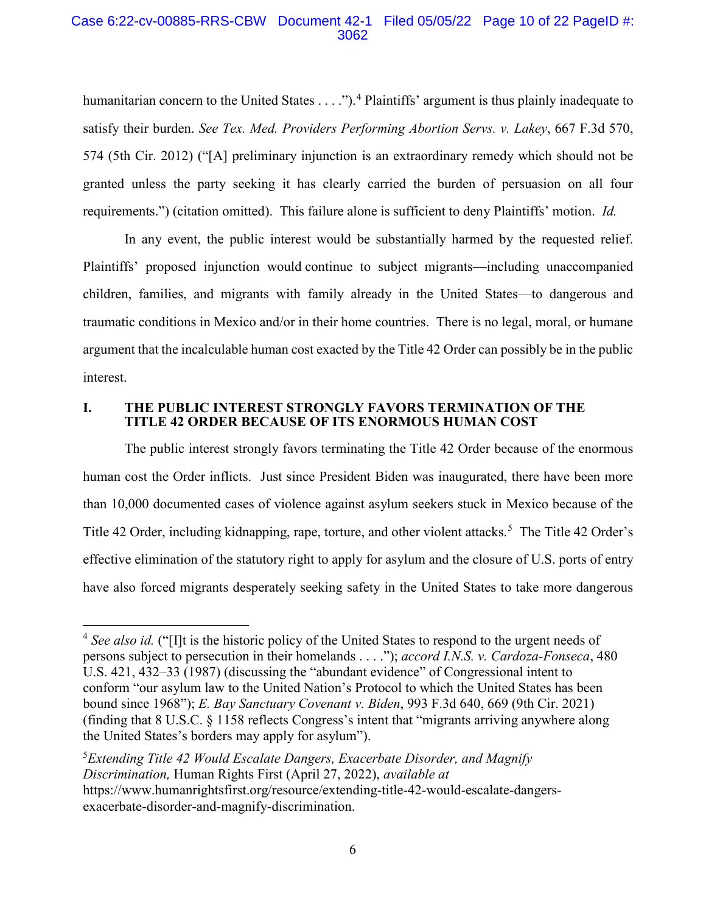humanitarian concern to the United States . . . .").[4] Plaintiffs' argument is thus plainly inadequate to satisfy their burden. *See Tex. Med. Providers Performing Abortion Servs. v. Lakey*, 667 F.3d 570, 574 (5th Cir. 2012) ("[A] preliminary injunction is an extraordinary remedy which should not be granted unless the party seeking it has clearly carried the burden of persuasion on all four requirements.") (citation omitted). This failure alone is sufficient to deny Plaintiffs' motion. *Id.*

In any event, the public interest would be substantially harmed by the requested relief. Plaintiffs' proposed injunction would continue to subject migrants—including unaccompanied children, families, and migrants with family already in the United States—to dangerous and traumatic conditions in Mexico and/or in their home countries. There is no legal, moral, or humane argument that the incalculable human cost exacted by the Title 42 Order can possibly be in the public interest.

## I. THE PUBLIC INTEREST STRONGLY FAVORS TERMINATION OF THE TITLE 42 ORDER BECAUSE OF ITS ENORMOUS HUMAN COST

The public interest strongly favors terminating the Title 42 Order because of the enormous human cost the Order inflicts. Just since President Biden was inaugurated, there have been more than 10,000 documented cases of violence against asylum seekers stuck in Mexico because of the Title 42 Order, including kidnapping, rape, torture, and other violent attacks.[5] The Title 42 Order's effective elimination of the statutory right to apply for asylum and the closure of U.S. ports of entry have also forced migrants desperately seeking safety in the United States to take more dangerous

---

[4] *See also id.* ("[I]t is the historic policy of the United States to respond to the urgent needs of persons subject to persecution in their homelands . . . ."); *accord I.N.S. v. Cardoza-Fonseca*, 480 U.S. 421, 432–33 (1987) (discussing the "abundant evidence" of Congressional intent to conform "our asylum law to the United Nation's Protocol to which the United States has been bound since 1968"); *E. Bay Sanctuary Covenant v. Biden*, 993 F.3d 640, 669 (9th Cir. 2021) (finding that 8 U.S.C. § 1158 reflects Congress's intent that "migrants arriving anywhere along the United States's borders may apply for asylum").

[5] *Extending Title 42 Would Escalate Dangers, Exacerbate Disorder, and Magnify Discrimination,* Human Rights First (April 27, 2022), *available at* https://www.humanrightsfirst.org/resource/extending-title-42-would-escalate-dangers-exacerbate-disorder-and-magnify-discrimination.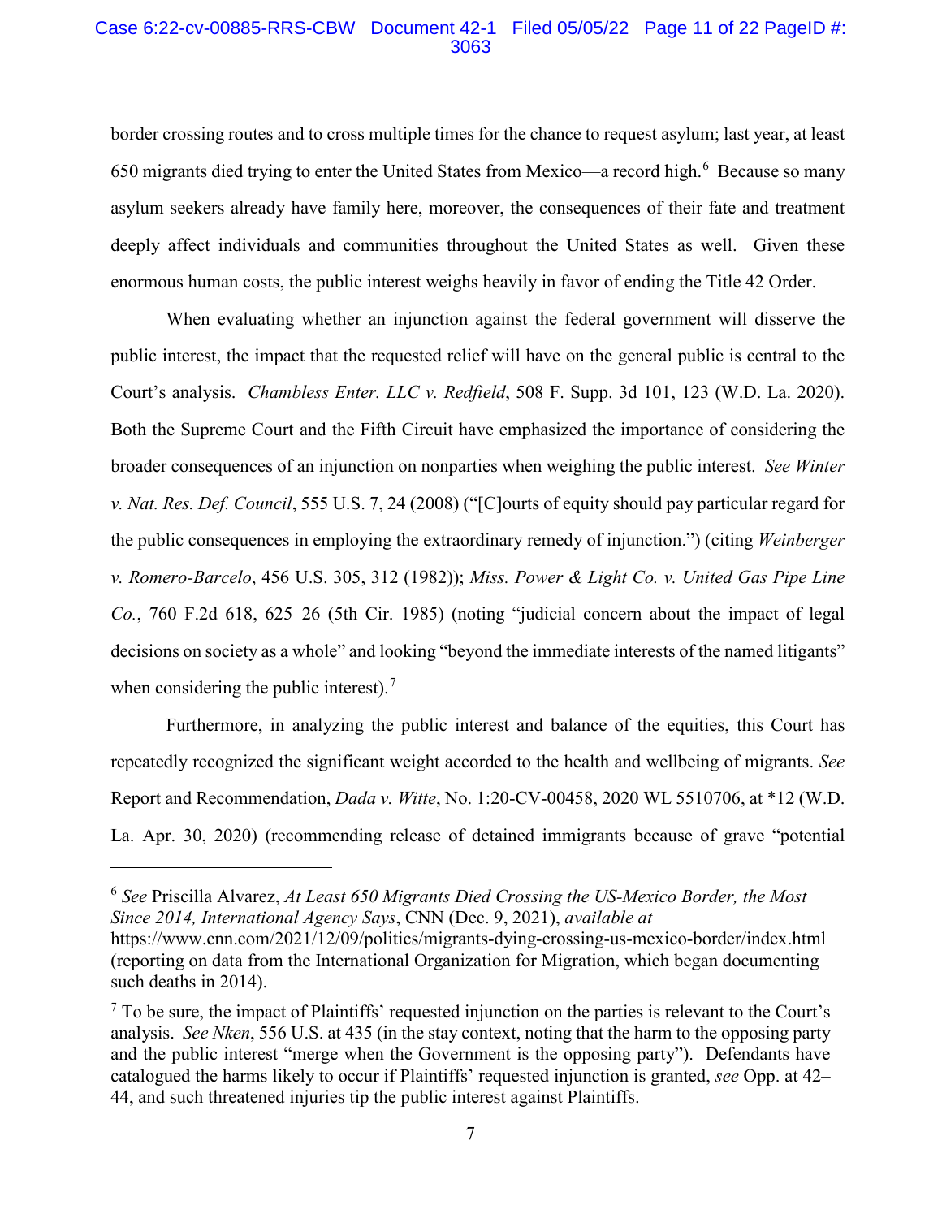border crossing routes and to cross multiple times for the chance to request asylum; last year, at least 650 migrants died trying to enter the United States from Mexico—a record high.[6] Because so many asylum seekers already have family here, moreover, the consequences of their fate and treatment deeply affect individuals and communities throughout the United States as well. Given these enormous human costs, the public interest weighs heavily in favor of ending the Title 42 Order.

When evaluating whether an injunction against the federal government will disserve the public interest, the impact that the requested relief will have on the general public is central to the Court's analysis. *Chambless Enter. LLC v. Redfield*, 508 F. Supp. 3d 101, 123 (W.D. La. 2020). Both the Supreme Court and the Fifth Circuit have emphasized the importance of considering the broader consequences of an injunction on nonparties when weighing the public interest. *See Winter v. Nat. Res. Def. Council*, 555 U.S. 7, 24 (2008) ("[C]ourts of equity should pay particular regard for the public consequences in employing the extraordinary remedy of injunction.") (citing *Weinberger v. Romero-Barcelo*, 456 U.S. 305, 312 (1982)); *Miss. Power & Light Co. v. United Gas Pipe Line Co.*, 760 F.2d 618, 625–26 (5th Cir. 1985) (noting "judicial concern about the impact of legal decisions on society as a whole" and looking "beyond the immediate interests of the named litigants" when considering the public interest).[7]

Furthermore, in analyzing the public interest and balance of the equities, this Court has repeatedly recognized the significant weight accorded to the health and wellbeing of migrants. *See* Report and Recommendation, *Dada v. Witte*, No. 1:20-CV-00458, 2020 WL 5510706, at *12 (W.D. La. Apr. 30, 2020) (recommending release of detained immigrants because of grave "potential

---

[6] *See* Priscilla Alvarez, *At Least 650 Migrants Died Crossing the US-Mexico Border, the Most Since 2014, International Agency Says*, CNN (Dec. 9, 2021), *available at* https://www.cnn.com/2021/12/09/politics/migrants-dying-crossing-us-mexico-border/index.html (reporting on data from the International Organization for Migration, which began documenting such deaths in 2014).

[7] To be sure, the impact of Plaintiffs' requested injunction on the parties is relevant to the Court's analysis. *See Nken*, 556 U.S. at 435 (in the stay context, noting that the harm to the opposing party and the public interest "merge when the Government is the opposing party"). Defendants have catalogued the harms likely to occur if Plaintiffs' requested injunction is granted, *see* Opp. at 42–44, and such threatened injuries tip the public interest against Plaintiffs.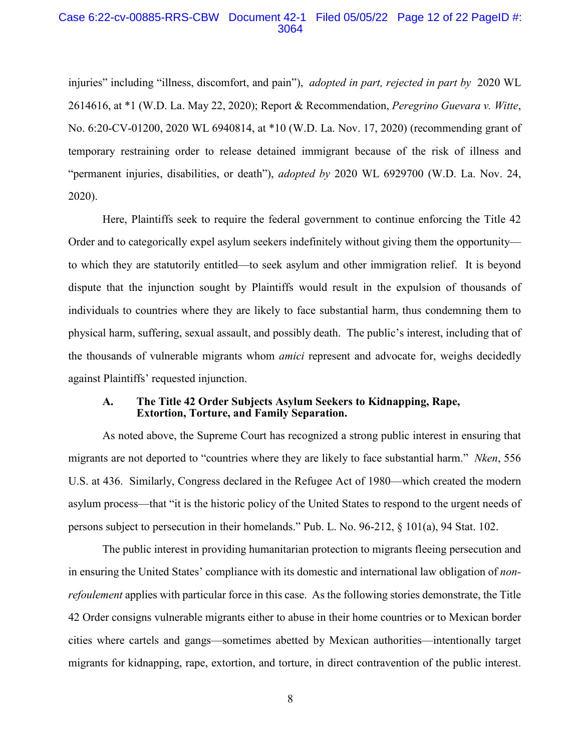injuries" including "illness, discomfort, and pain"), *adopted in part, rejected in part by* 2020 WL 2614616, at *1 (W.D. La. May 22, 2020); Report & Recommendation, *Peregrino Guevara v. Witte*, No. 6:20-CV-01200, 2020 WL 6940814, at *10 (W.D. La. Nov. 17, 2020) (recommending grant of temporary restraining order to release detained immigrant because of the risk of illness and "permanent injuries, disabilities, or death"), *adopted by* 2020 WL 6929700 (W.D. La. Nov. 24, 2020).

Here, Plaintiffs seek to require the federal government to continue enforcing the Title 42 Order and to categorically expel asylum seekers indefinitely without giving them the opportunity—to which they are statutorily entitled—to seek asylum and other immigration relief. It is beyond dispute that the injunction sought by Plaintiffs would result in the expulsion of thousands of individuals to countries where they are likely to face substantial harm, thus condemning them to physical harm, suffering, sexual assault, and possibly death. The public's interest, including that of the thousands of vulnerable migrants whom *amici* represent and advocate for, weighs decidedly against Plaintiffs' requested injunction.

### A. The Title 42 Order Subjects Asylum Seekers to Kidnapping, Rape, Extortion, Torture, and Family Separation.

As noted above, the Supreme Court has recognized a strong public interest in ensuring that migrants are not deported to "countries where they are likely to face substantial harm." *Nken*, 556 U.S. at 436. Similarly, Congress declared in the Refugee Act of 1980—which created the modern asylum process—that "it is the historic policy of the United States to respond to the urgent needs of persons subject to persecution in their homelands." Pub. L. No. 96-212, § 101(a), 94 Stat. 102.

The public interest in providing humanitarian protection to migrants fleeing persecution and in ensuring the United States' compliance with its domestic and international law obligation of *non-refoulement* applies with particular force in this case. As the following stories demonstrate, the Title 42 Order consigns vulnerable migrants either to abuse in their home countries or to Mexican border cities where cartels and gangs—sometimes abetted by Mexican authorities—intentionally target migrants for kidnapping, rape, extortion, and torture, in direct contravention of the public interest.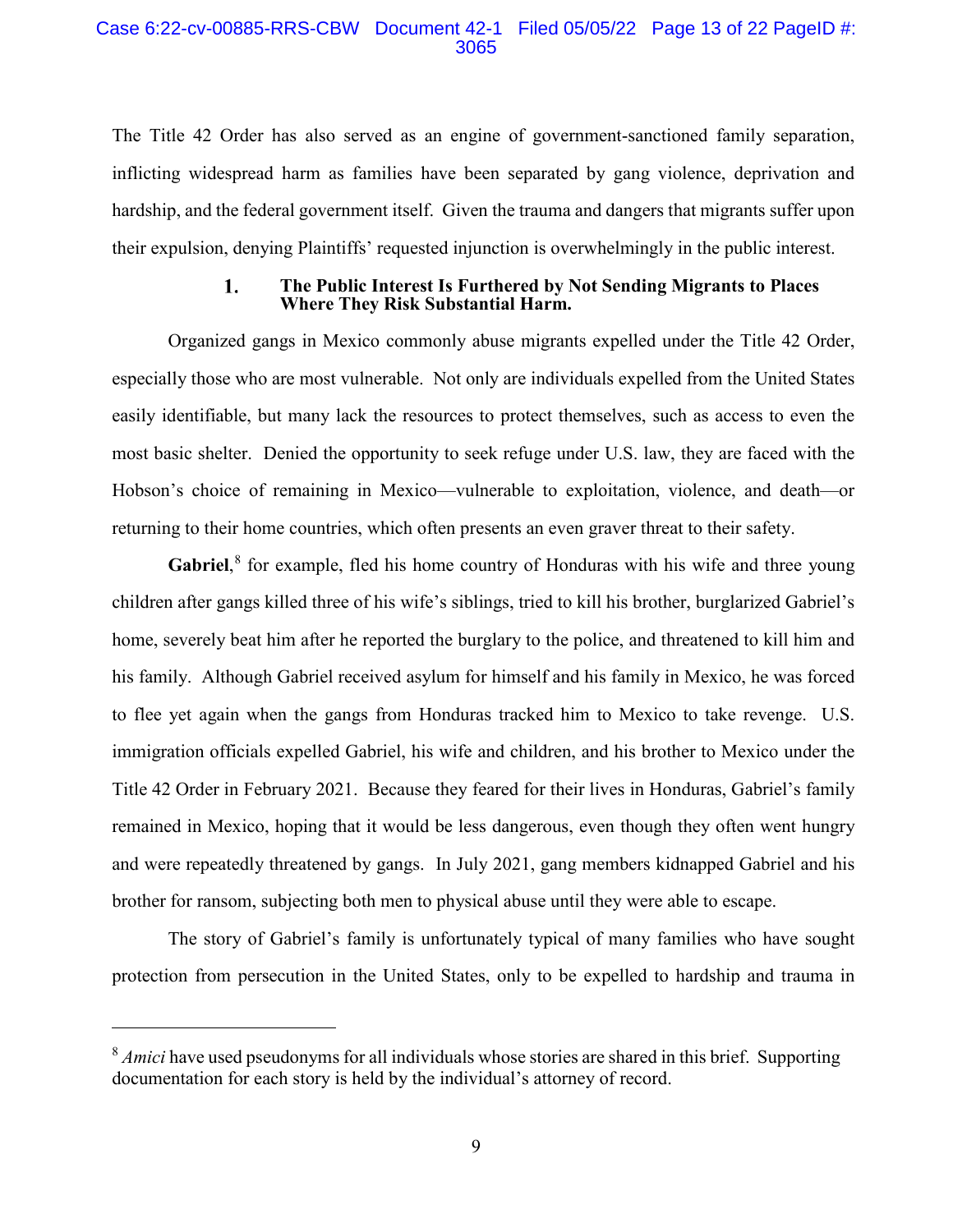The Title 42 Order has also served as an engine of government-sanctioned family separation, inflicting widespread harm as families have been separated by gang violence, deprivation and hardship, and the federal government itself. Given the trauma and dangers that migrants suffer upon their expulsion, denying Plaintiffs' requested injunction is overwhelmingly in the public interest.

### 1. The Public Interest Is Furthered by Not Sending Migrants to Places Where They Risk Substantial Harm.

Organized gangs in Mexico commonly abuse migrants expelled under the Title 42 Order, especially those who are most vulnerable. Not only are individuals expelled from the United States easily identifiable, but many lack the resources to protect themselves, such as access to even the most basic shelter. Denied the opportunity to seek refuge under U.S. law, they are faced with the Hobson's choice of remaining in Mexico—vulnerable to exploitation, violence, and death—or returning to their home countries, which often presents an even graver threat to their safety.

**Gabriel**,[8] for example, fled his home country of Honduras with his wife and three young children after gangs killed three of his wife's siblings, tried to kill his brother, burglarized Gabriel's home, severely beat him after he reported the burglary to the police, and threatened to kill him and his family. Although Gabriel received asylum for himself and his family in Mexico, he was forced to flee yet again when the gangs from Honduras tracked him to Mexico to take revenge. U.S. immigration officials expelled Gabriel, his wife and children, and his brother to Mexico under the Title 42 Order in February 2021. Because they feared for their lives in Honduras, Gabriel's family remained in Mexico, hoping that it would be less dangerous, even though they often went hungry and were repeatedly threatened by gangs. In July 2021, gang members kidnapped Gabriel and his brother for ransom, subjecting both men to physical abuse until they were able to escape.

The story of Gabriel's family is unfortunately typical of many families who have sought protection from persecution in the United States, only to be expelled to hardship and trauma in

---

[8] *Amici* have used pseudonyms for all individuals whose stories are shared in this brief. Supporting documentation for each story is held by the individual's attorney of record.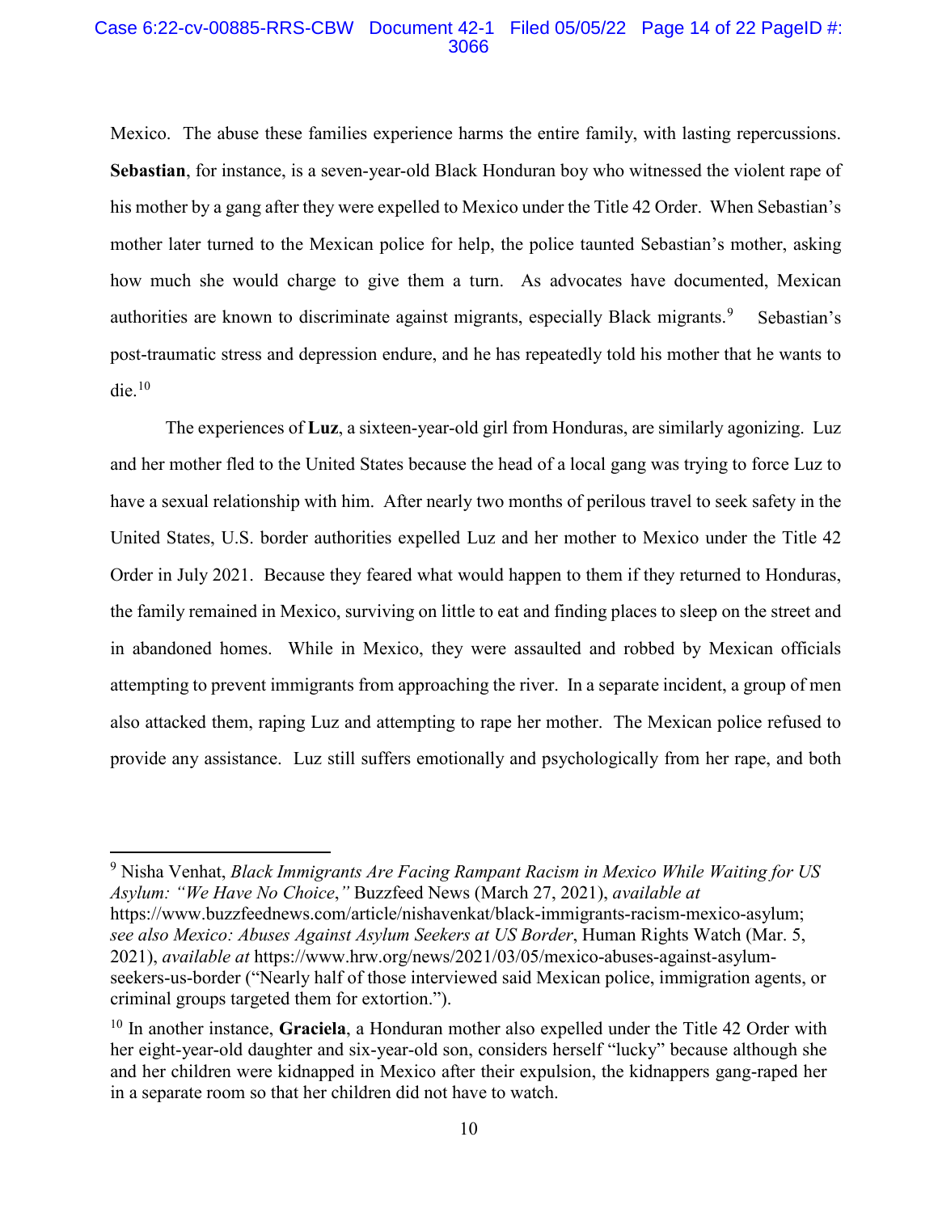Mexico. The abuse these families experience harms the entire family, with lasting repercussions. **Sebastian**, for instance, is a seven-year-old Black Honduran boy who witnessed the violent rape of his mother by a gang after they were expelled to Mexico under the Title 42 Order. When Sebastian's mother later turned to the Mexican police for help, the police taunted Sebastian's mother, asking how much she would charge to give them a turn. As advocates have documented, Mexican authorities are known to discriminate against migrants, especially Black migrants.[9] Sebastian's post-traumatic stress and depression endure, and he has repeatedly told his mother that he wants to die.[10]

The experiences of **Luz**, a sixteen-year-old girl from Honduras, are similarly agonizing. Luz and her mother fled to the United States because the head of a local gang was trying to force Luz to have a sexual relationship with him. After nearly two months of perilous travel to seek safety in the United States, U.S. border authorities expelled Luz and her mother to Mexico under the Title 42 Order in July 2021. Because they feared what would happen to them if they returned to Honduras, the family remained in Mexico, surviving on little to eat and finding places to sleep on the street and in abandoned homes. While in Mexico, they were assaulted and robbed by Mexican officials attempting to prevent immigrants from approaching the river. In a separate incident, a group of men also attacked them, raping Luz and attempting to rape her mother. The Mexican police refused to provide any assistance. Luz still suffers emotionally and psychologically from her rape, and both

---

[9] Nisha Venhat, *Black Immigrants Are Facing Rampant Racism in Mexico While Waiting for US Asylum: "We Have No Choice*,*"* Buzzfeed News (March 27, 2021), *available at* https://www.buzzfeednews.com/article/nishavenkat/black-immigrants-racism-mexico-asylum; *see also Mexico: Abuses Against Asylum Seekers at US Border*, Human Rights Watch (Mar. 5, 2021), *available at* https://www.hrw.org/news/2021/03/05/mexico-abuses-against-asylum-seekers-us-border ("Nearly half of those interviewed said Mexican police, immigration agents, or criminal groups targeted them for extortion.").

[10] In another instance, **Graciela**, a Honduran mother also expelled under the Title 42 Order with her eight-year-old daughter and six-year-old son, considers herself "lucky" because although she and her children were kidnapped in Mexico after their expulsion, the kidnappers gang-raped her in a separate room so that her children did not have to watch.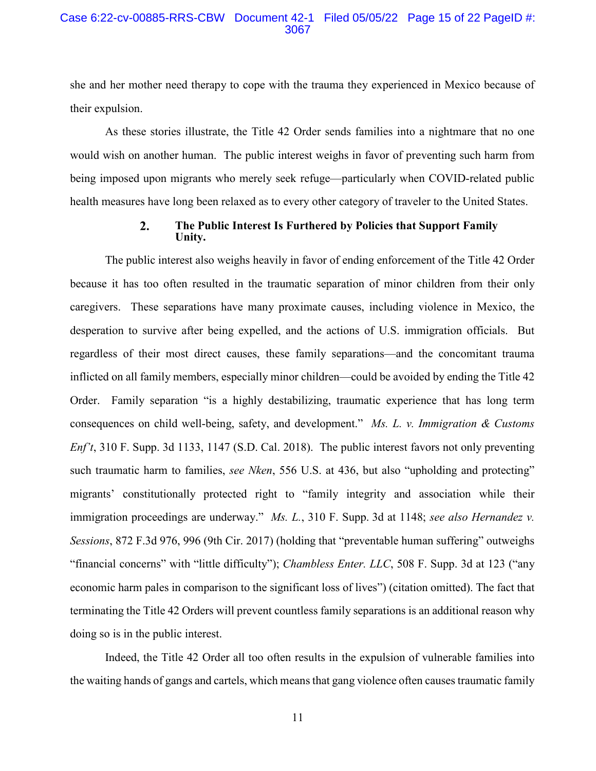she and her mother need therapy to cope with the trauma they experienced in Mexico because of their expulsion.

As these stories illustrate, the Title 42 Order sends families into a nightmare that no one would wish on another human. The public interest weighs in favor of preventing such harm from being imposed upon migrants who merely seek refuge—particularly when COVID-related public health measures have long been relaxed as to every other category of traveler to the United States.

### 2. The Public Interest Is Furthered by Policies that Support Family Unity.

The public interest also weighs heavily in favor of ending enforcement of the Title 42 Order because it has too often resulted in the traumatic separation of minor children from their only caregivers. These separations have many proximate causes, including violence in Mexico, the desperation to survive after being expelled, and the actions of U.S. immigration officials. But regardless of their most direct causes, these family separations—and the concomitant trauma inflicted on all family members, especially minor children—could be avoided by ending the Title 42 Order. Family separation "is a highly destabilizing, traumatic experience that has long term consequences on child well-being, safety, and development." *Ms. L. v. Immigration & Customs Enf't*, 310 F. Supp. 3d 1133, 1147 (S.D. Cal. 2018). The public interest favors not only preventing such traumatic harm to families, *see Nken*, 556 U.S. at 436, but also "upholding and protecting" migrants' constitutionally protected right to "family integrity and association while their immigration proceedings are underway." *Ms. L.*, 310 F. Supp. 3d at 1148; *see also Hernandez v. Sessions*, 872 F.3d 976, 996 (9th Cir. 2017) (holding that "preventable human suffering" outweighs "financial concerns" with "little difficulty"); *Chambless Enter. LLC*, 508 F. Supp. 3d at 123 ("any economic harm pales in comparison to the significant loss of lives") (citation omitted). The fact that terminating the Title 42 Orders will prevent countless family separations is an additional reason why doing so is in the public interest.

Indeed, the Title 42 Order all too often results in the expulsion of vulnerable families into the waiting hands of gangs and cartels, which means that gang violence often causes traumatic family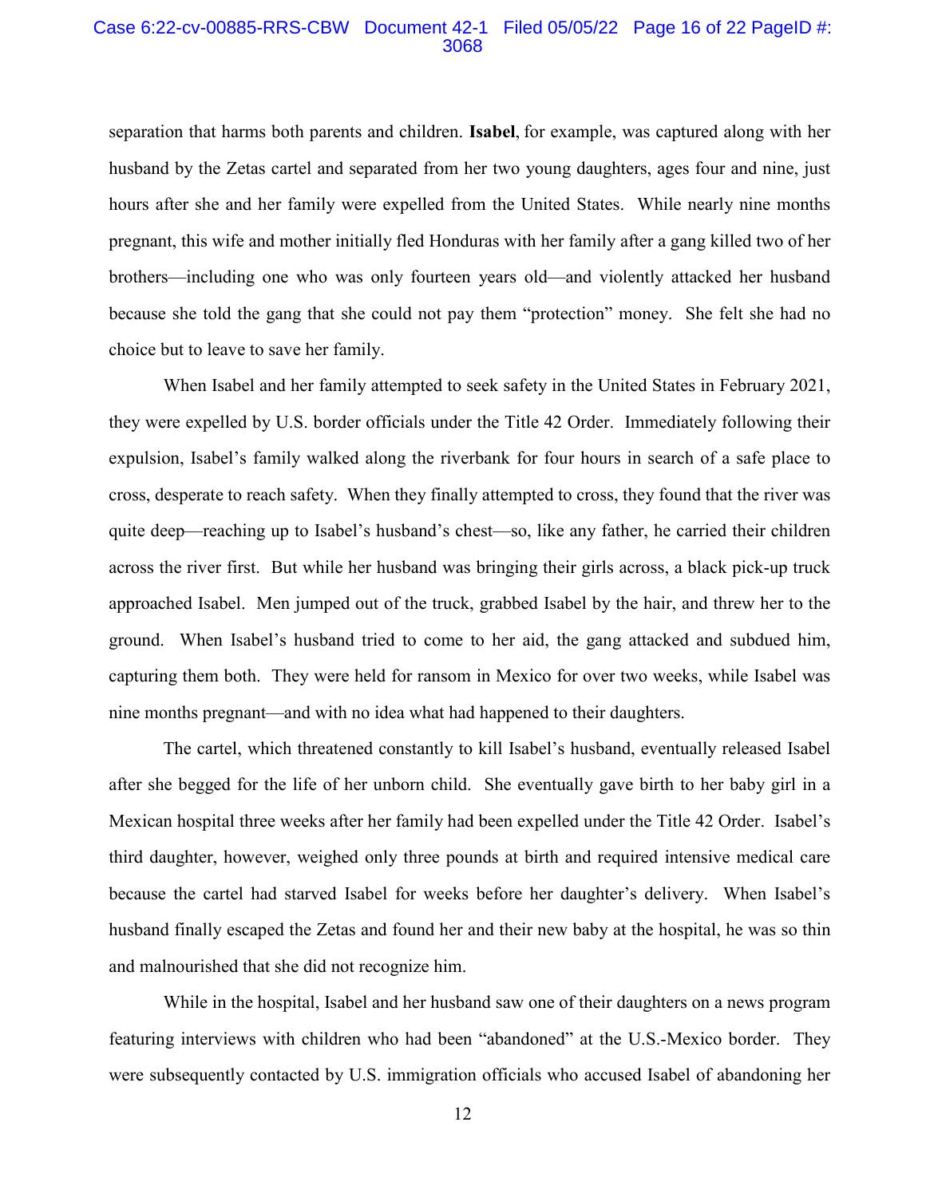separation that harms both parents and children. **Isabel**, for example, was captured along with her husband by the Zetas cartel and separated from her two young daughters, ages four and nine, just hours after she and her family were expelled from the United States. While nearly nine months pregnant, this wife and mother initially fled Honduras with her family after a gang killed two of her brothers—including one who was only fourteen years old—and violently attacked her husband because she told the gang that she could not pay them "protection" money. She felt she had no choice but to leave to save her family.

When Isabel and her family attempted to seek safety in the United States in February 2021, they were expelled by U.S. border officials under the Title 42 Order. Immediately following their expulsion, Isabel's family walked along the riverbank for four hours in search of a safe place to cross, desperate to reach safety. When they finally attempted to cross, they found that the river was quite deep—reaching up to Isabel's husband's chest—so, like any father, he carried their children across the river first. But while her husband was bringing their girls across, a black pick-up truck approached Isabel. Men jumped out of the truck, grabbed Isabel by the hair, and threw her to the ground. When Isabel's husband tried to come to her aid, the gang attacked and subdued him, capturing them both. They were held for ransom in Mexico for over two weeks, while Isabel was nine months pregnant—and with no idea what had happened to their daughters.

The cartel, which threatened constantly to kill Isabel's husband, eventually released Isabel after she begged for the life of her unborn child. She eventually gave birth to her baby girl in a Mexican hospital three weeks after her family had been expelled under the Title 42 Order. Isabel's third daughter, however, weighed only three pounds at birth and required intensive medical care because the cartel had starved Isabel for weeks before her daughter's delivery. When Isabel's husband finally escaped the Zetas and found her and their new baby at the hospital, he was so thin and malnourished that she did not recognize him.

While in the hospital, Isabel and her husband saw one of their daughters on a news program featuring interviews with children who had been "abandoned" at the U.S.-Mexico border. They were subsequently contacted by U.S. immigration officials who accused Isabel of abandoning her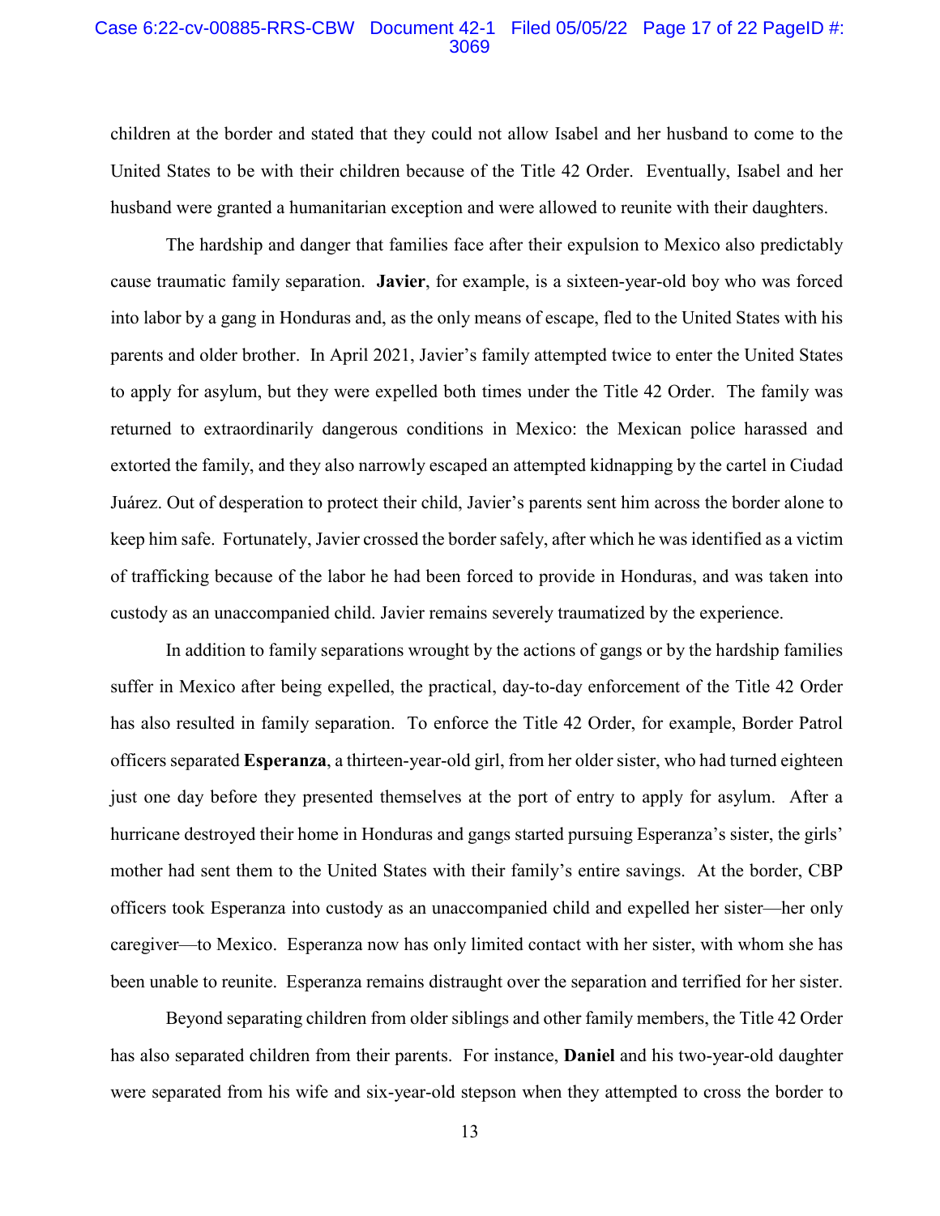children at the border and stated that they could not allow Isabel and her husband to come to the United States to be with their children because of the Title 42 Order. Eventually, Isabel and her husband were granted a humanitarian exception and were allowed to reunite with their daughters.

The hardship and danger that families face after their expulsion to Mexico also predictably cause traumatic family separation. **Javier**, for example, is a sixteen-year-old boy who was forced into labor by a gang in Honduras and, as the only means of escape, fled to the United States with his parents and older brother. In April 2021, Javier's family attempted twice to enter the United States to apply for asylum, but they were expelled both times under the Title 42 Order. The family was returned to extraordinarily dangerous conditions in Mexico: the Mexican police harassed and extorted the family, and they also narrowly escaped an attempted kidnapping by the cartel in Ciudad Juárez. Out of desperation to protect their child, Javier's parents sent him across the border alone to keep him safe. Fortunately, Javier crossed the border safely, after which he was identified as a victim of trafficking because of the labor he had been forced to provide in Honduras, and was taken into custody as an unaccompanied child. Javier remains severely traumatized by the experience.

In addition to family separations wrought by the actions of gangs or by the hardship families suffer in Mexico after being expelled, the practical, day-to-day enforcement of the Title 42 Order has also resulted in family separation. To enforce the Title 42 Order, for example, Border Patrol officers separated **Esperanza**, a thirteen-year-old girl, from her older sister, who had turned eighteen just one day before they presented themselves at the port of entry to apply for asylum. After a hurricane destroyed their home in Honduras and gangs started pursuing Esperanza's sister, the girls' mother had sent them to the United States with their family's entire savings. At the border, CBP officers took Esperanza into custody as an unaccompanied child and expelled her sister—her only caregiver—to Mexico. Esperanza now has only limited contact with her sister, with whom she has been unable to reunite. Esperanza remains distraught over the separation and terrified for her sister.

Beyond separating children from older siblings and other family members, the Title 42 Order has also separated children from their parents. For instance, **Daniel** and his two-year-old daughter were separated from his wife and six-year-old stepson when they attempted to cross the border to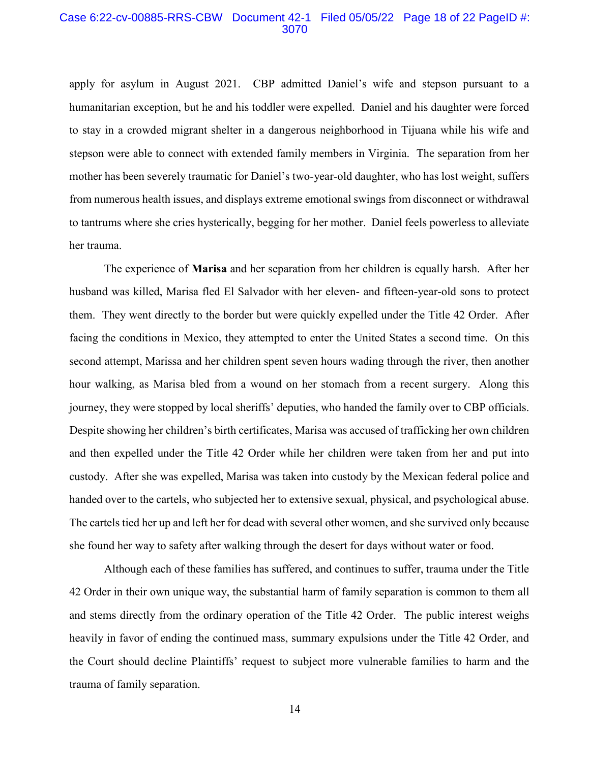apply for asylum in August 2021. CBP admitted Daniel's wife and stepson pursuant to a humanitarian exception, but he and his toddler were expelled. Daniel and his daughter were forced to stay in a crowded migrant shelter in a dangerous neighborhood in Tijuana while his wife and stepson were able to connect with extended family members in Virginia. The separation from her mother has been severely traumatic for Daniel's two-year-old daughter, who has lost weight, suffers from numerous health issues, and displays extreme emotional swings from disconnect or withdrawal to tantrums where she cries hysterically, begging for her mother. Daniel feels powerless to alleviate her trauma.

The experience of **Marisa** and her separation from her children is equally harsh. After her husband was killed, Marisa fled El Salvador with her eleven- and fifteen-year-old sons to protect them. They went directly to the border but were quickly expelled under the Title 42 Order. After facing the conditions in Mexico, they attempted to enter the United States a second time. On this second attempt, Marissa and her children spent seven hours wading through the river, then another hour walking, as Marisa bled from a wound on her stomach from a recent surgery. Along this journey, they were stopped by local sheriffs' deputies, who handed the family over to CBP officials. Despite showing her children's birth certificates, Marisa was accused of trafficking her own children and then expelled under the Title 42 Order while her children were taken from her and put into custody. After she was expelled, Marisa was taken into custody by the Mexican federal police and handed over to the cartels, who subjected her to extensive sexual, physical, and psychological abuse. The cartels tied her up and left her for dead with several other women, and she survived only because she found her way to safety after walking through the desert for days without water or food.

Although each of these families has suffered, and continues to suffer, trauma under the Title 42 Order in their own unique way, the substantial harm of family separation is common to them all and stems directly from the ordinary operation of the Title 42 Order. The public interest weighs heavily in favor of ending the continued mass, summary expulsions under the Title 42 Order, and the Court should decline Plaintiffs' request to subject more vulnerable families to harm and the trauma of family separation.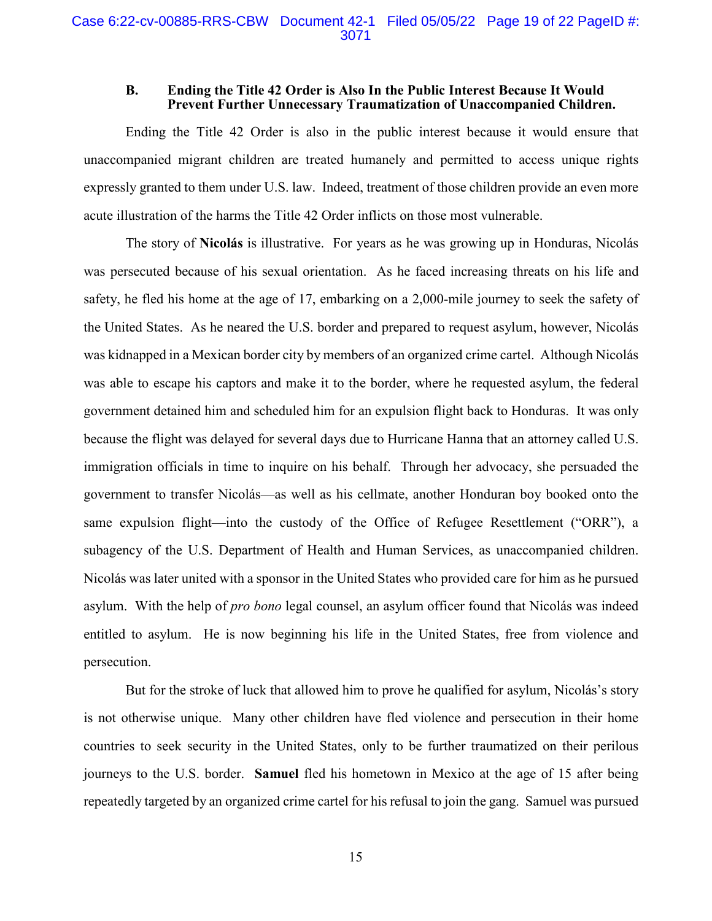### B. Ending the Title 42 Order is Also In the Public Interest Because It Would Prevent Further Unnecessary Traumatization of Unaccompanied Children.

Ending the Title 42 Order is also in the public interest because it would ensure that unaccompanied migrant children are treated humanely and permitted to access unique rights expressly granted to them under U.S. law. Indeed, treatment of those children provide an even more acute illustration of the harms the Title 42 Order inflicts on those most vulnerable.

The story of **Nicolás** is illustrative. For years as he was growing up in Honduras, Nicolás was persecuted because of his sexual orientation. As he faced increasing threats on his life and safety, he fled his home at the age of 17, embarking on a 2,000-mile journey to seek the safety of the United States. As he neared the U.S. border and prepared to request asylum, however, Nicolás was kidnapped in a Mexican border city by members of an organized crime cartel. Although Nicolás was able to escape his captors and make it to the border, where he requested asylum, the federal government detained him and scheduled him for an expulsion flight back to Honduras. It was only because the flight was delayed for several days due to Hurricane Hanna that an attorney called U.S. immigration officials in time to inquire on his behalf. Through her advocacy, she persuaded the government to transfer Nicolás—as well as his cellmate, another Honduran boy booked onto the same expulsion flight—into the custody of the Office of Refugee Resettlement ("ORR"), a subagency of the U.S. Department of Health and Human Services, as unaccompanied children. Nicolás was later united with a sponsor in the United States who provided care for him as he pursued asylum. With the help of *pro bono* legal counsel, an asylum officer found that Nicolás was indeed entitled to asylum. He is now beginning his life in the United States, free from violence and persecution.

But for the stroke of luck that allowed him to prove he qualified for asylum, Nicolás's story is not otherwise unique. Many other children have fled violence and persecution in their home countries to seek security in the United States, only to be further traumatized on their perilous journeys to the U.S. border. **Samuel** fled his hometown in Mexico at the age of 15 after being repeatedly targeted by an organized crime cartel for his refusal to join the gang. Samuel was pursued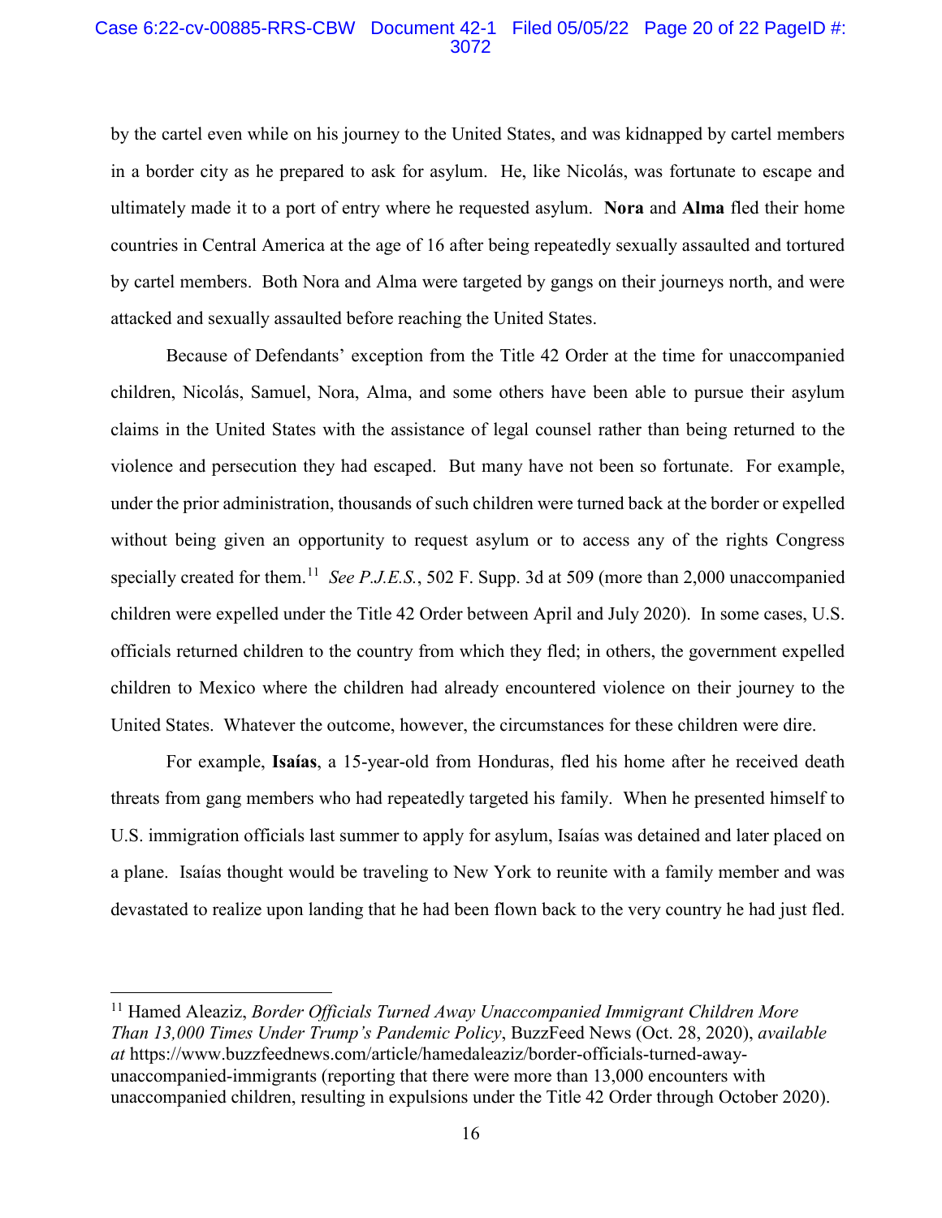by the cartel even while on his journey to the United States, and was kidnapped by cartel members in a border city as he prepared to ask for asylum. He, like Nicolás, was fortunate to escape and ultimately made it to a port of entry where he requested asylum. **Nora** and **Alma** fled their home countries in Central America at the age of 16 after being repeatedly sexually assaulted and tortured by cartel members. Both Nora and Alma were targeted by gangs on their journeys north, and were attacked and sexually assaulted before reaching the United States.

Because of Defendants' exception from the Title 42 Order at the time for unaccompanied children, Nicolás, Samuel, Nora, Alma, and some others have been able to pursue their asylum claims in the United States with the assistance of legal counsel rather than being returned to the violence and persecution they had escaped. But many have not been so fortunate. For example, under the prior administration, thousands of such children were turned back at the border or expelled without being given an opportunity to request asylum or to access any of the rights Congress specially created for them.[11] *See P.J.E.S.*, 502 F. Supp. 3d at 509 (more than 2,000 unaccompanied children were expelled under the Title 42 Order between April and July 2020). In some cases, U.S. officials returned children to the country from which they fled; in others, the government expelled children to Mexico where the children had already encountered violence on their journey to the United States. Whatever the outcome, however, the circumstances for these children were dire.

For example, **Isaías**, a 15-year-old from Honduras, fled his home after he received death threats from gang members who had repeatedly targeted his family. When he presented himself to U.S. immigration officials last summer to apply for asylum, Isaías was detained and later placed on a plane. Isaías thought would be traveling to New York to reunite with a family member and was devastated to realize upon landing that he had been flown back to the very country he had just fled.

---

[11] Hamed Aleaziz, *Border Officials Turned Away Unaccompanied Immigrant Children More Than 13,000 Times Under Trump's Pandemic Policy*, BuzzFeed News (Oct. 28, 2020), *available at* https://www.buzzfeednews.com/article/hamedaleaziz/border-officials-turned-away-unaccompanied-immigrants (reporting that there were more than 13,000 encounters with unaccompanied children, resulting in expulsions under the Title 42 Order through October 2020).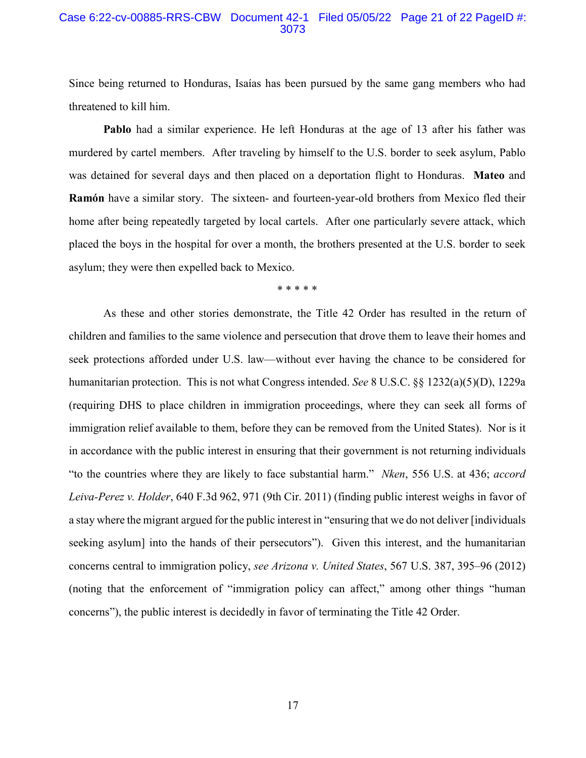Since being returned to Honduras, Isaías has been pursued by the same gang members who had threatened to kill him.

**Pablo** had a similar experience. He left Honduras at the age of 13 after his father was murdered by cartel members. After traveling by himself to the U.S. border to seek asylum, Pablo was detained for several days and then placed on a deportation flight to Honduras. **Mateo** and **Ramón** have a similar story. The sixteen- and fourteen-year-old brothers from Mexico fled their home after being repeatedly targeted by local cartels. After one particularly severe attack, which placed the boys in the hospital for over a month, the brothers presented at the U.S. border to seek asylum; they were then expelled back to Mexico.

\* \* \* \* \*

As these and other stories demonstrate, the Title 42 Order has resulted in the return of children and families to the same violence and persecution that drove them to leave their homes and seek protections afforded under U.S. law—without ever having the chance to be considered for humanitarian protection. This is not what Congress intended. *See* 8 U.S.C. §§ 1232(a)(5)(D), 1229a (requiring DHS to place children in immigration proceedings, where they can seek all forms of immigration relief available to them, before they can be removed from the United States). Nor is it in accordance with the public interest in ensuring that their government is not returning individuals "to the countries where they are likely to face substantial harm." *Nken*, 556 U.S. at 436; *accord Leiva-Perez v. Holder*, 640 F.3d 962, 971 (9th Cir. 2011) (finding public interest weighs in favor of a stay where the migrant argued for the public interest in "ensuring that we do not deliver [individuals seeking asylum] into the hands of their persecutors"). Given this interest, and the humanitarian concerns central to immigration policy, *see Arizona v. United States*, 567 U.S. 387, 395–96 (2012) (noting that the enforcement of "immigration policy can affect," among other things "human concerns"), the public interest is decidedly in favor of terminating the Title 42 Order.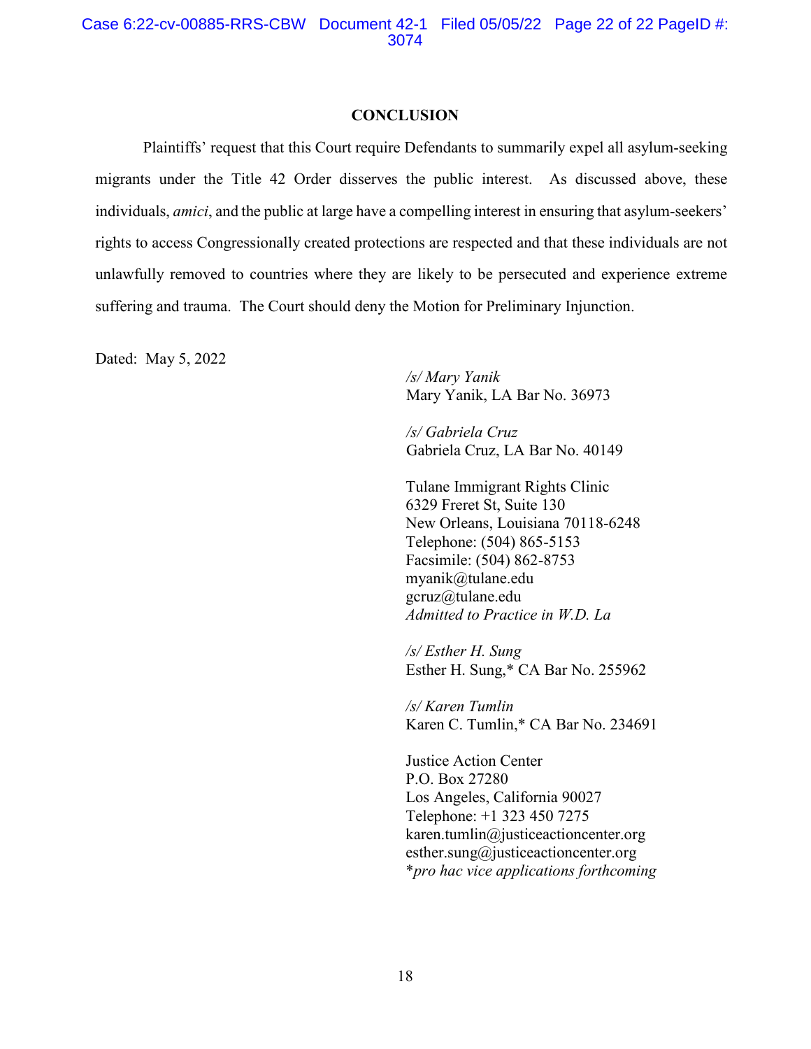## CONCLUSION

Plaintiffs' request that this Court require Defendants to summarily expel all asylum-seeking migrants under the Title 42 Order disserves the public interest. As discussed above, these individuals, *amici*, and the public at large have a compelling interest in ensuring that asylum-seekers' rights to access Congressionally created protections are respected and that these individuals are not unlawfully removed to countries where they are likely to be persecuted and experience extreme suffering and trauma. The Court should deny the Motion for Preliminary Injunction.

Dated: May 5, 2022

*/s/ Mary Yanik*
Mary Yanik, LA Bar No. 36973

*/s/ Gabriela Cruz*
Gabriela Cruz, LA Bar No. 40149

Tulane Immigrant Rights Clinic
6329 Freret St, Suite 130
New Orleans, Louisiana 70118-6248
Telephone: (504) 865-5153
Facsimile: (504) 862-8753
myanik@tulane.edu
gcruz@tulane.edu
*Admitted to Practice in W.D. La*

*/s/ Esther H. Sung*
Esther H. Sung,* CA Bar No. 255962

*/s/ Karen Tumlin*
Karen C. Tumlin,* CA Bar No. 234691

Justice Action Center
P.O. Box 27280
Los Angeles, California 90027
Telephone: +1 323 450 7275
karen.tumlin@justiceactioncenter.org
esther.sung@justiceactioncenter.org
**pro hac vice applications forthcoming*